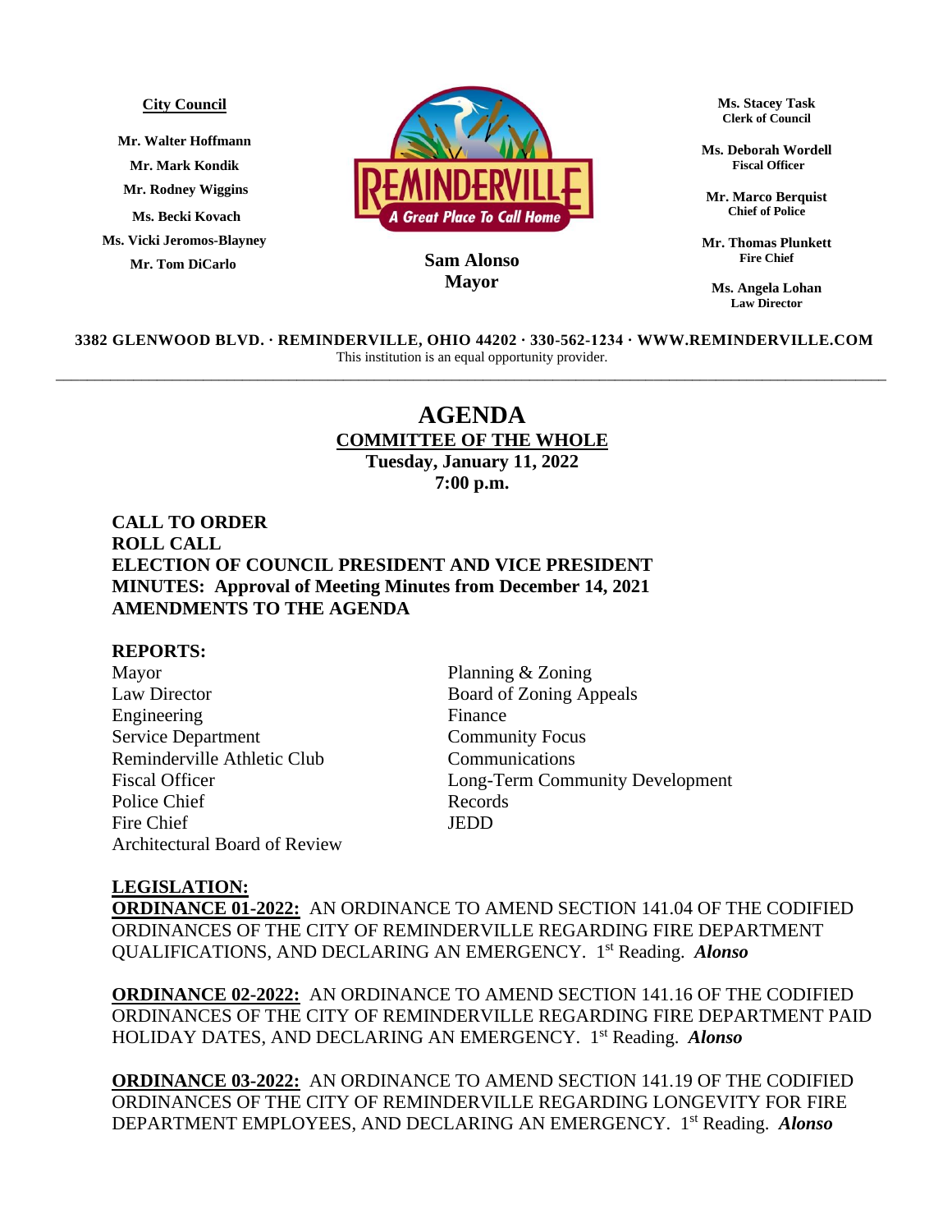**City Council**

Mr. Walter Hoffmann
Mr. Mark Kondik
Mr. Rodney Wiggins
Ms. Becki Kovach
Ms. Vicki Jeromos-Blayney
Mr. Tom DiCarlo

REMINDERVILLE
A Great Place To Call Home

**Sam Alonso**
**Mayor**

**Ms. Stacey Task**
**Clerk of Council**

**Ms. Deborah Wordell**
**Fiscal Officer**

**Mr. Marco Berquist**
**Chief of Police**

**Mr. Thomas Plunkett**
**Fire Chief**

**Ms. Angela Lohan**
**Law Director**

**3382 GLENWOOD BLVD. · REMINDERVILLE, OHIO 44202 · 330-562-1234 · WWW.REMINDERVILLE.COM**
This institution is an equal opportunity provider.

---

# AGENDA

## COMMITTEE OF THE WHOLE

**Tuesday, January 11, 2022**
**7:00 p.m.**

**CALL TO ORDER**
**ROLL CALL**
**ELECTION OF COUNCIL PRESIDENT AND VICE PRESIDENT**
**MINUTES: Approval of Meeting Minutes from December 14, 2021**
**AMENDMENTS TO THE AGENDA**

**REPORTS:**

Mayor
Law Director
Engineering
Service Department
Reminderville Athletic Club
Fiscal Officer
Police Chief
Fire Chief
Architectural Board of Review
Planning & Zoning
Board of Zoning Appeals
Finance
Community Focus
Communications
Long-Term Community Development
Records
JEDD

**LEGISLATION:**

**ORDINANCE 01-2022:** AN ORDINANCE TO AMEND SECTION 141.04 OF THE CODIFIED ORDINANCES OF THE CITY OF REMINDERVILLE REGARDING FIRE DEPARTMENT QUALIFICATIONS, AND DECLARING AN EMERGENCY. 1st Reading. ***Alonso***

**ORDINANCE 02-2022:** AN ORDINANCE TO AMEND SECTION 141.16 OF THE CODIFIED ORDINANCES OF THE CITY OF REMINDERVILLE REGARDING FIRE DEPARTMENT PAID HOLIDAY DATES, AND DECLARING AN EMERGENCY. 1st Reading. ***Alonso***

**ORDINANCE 03-2022:** AN ORDINANCE TO AMEND SECTION 141.19 OF THE CODIFIED ORDINANCES OF THE CITY OF REMINDERVILLE REGARDING LONGEVITY FOR FIRE DEPARTMENT EMPLOYEES, AND DECLARING AN EMERGENCY. 1st Reading. ***Alonso***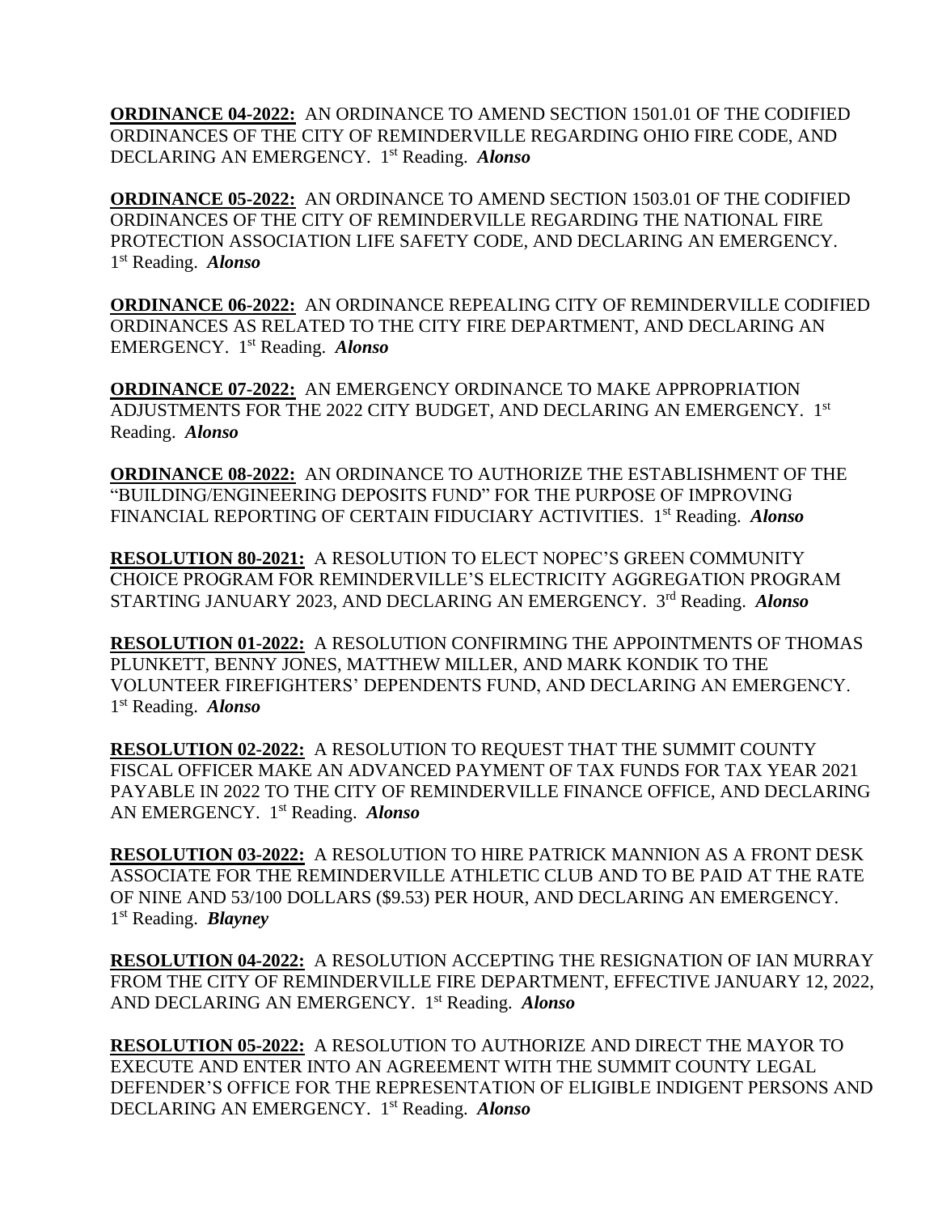**ORDINANCE 04-2022:** AN ORDINANCE TO AMEND SECTION 1501.01 OF THE CODIFIED ORDINANCES OF THE CITY OF REMINDERVILLE REGARDING OHIO FIRE CODE, AND DECLARING AN EMERGENCY. 1st Reading. ***Alonso***

**ORDINANCE 05-2022:** AN ORDINANCE TO AMEND SECTION 1503.01 OF THE CODIFIED ORDINANCES OF THE CITY OF REMINDERVILLE REGARDING THE NATIONAL FIRE PROTECTION ASSOCIATION LIFE SAFETY CODE, AND DECLARING AN EMERGENCY. 1st Reading. ***Alonso***

**ORDINANCE 06-2022:** AN ORDINANCE REPEALING CITY OF REMINDERVILLE CODIFIED ORDINANCES AS RELATED TO THE CITY FIRE DEPARTMENT, AND DECLARING AN EMERGENCY. 1st Reading. ***Alonso***

**ORDINANCE 07-2022:** AN EMERGENCY ORDINANCE TO MAKE APPROPRIATION ADJUSTMENTS FOR THE 2022 CITY BUDGET, AND DECLARING AN EMERGENCY. 1st Reading. ***Alonso***

**ORDINANCE 08-2022:** AN ORDINANCE TO AUTHORIZE THE ESTABLISHMENT OF THE "BUILDING/ENGINEERING DEPOSITS FUND" FOR THE PURPOSE OF IMPROVING FINANCIAL REPORTING OF CERTAIN FIDUCIARY ACTIVITIES. 1st Reading. ***Alonso***

**RESOLUTION 80-2021:** A RESOLUTION TO ELECT NOPEC'S GREEN COMMUNITY CHOICE PROGRAM FOR REMINDERVILLE'S ELECTRICITY AGGREGATION PROGRAM STARTING JANUARY 2023, AND DECLARING AN EMERGENCY. 3rd Reading. ***Alonso***

**RESOLUTION 01-2022:** A RESOLUTION CONFIRMING THE APPOINTMENTS OF THOMAS PLUNKETT, BENNY JONES, MATTHEW MILLER, AND MARK KONDIK TO THE VOLUNTEER FIREFIGHTERS' DEPENDENTS FUND, AND DECLARING AN EMERGENCY. 1st Reading. ***Alonso***

**RESOLUTION 02-2022:** A RESOLUTION TO REQUEST THAT THE SUMMIT COUNTY FISCAL OFFICER MAKE AN ADVANCED PAYMENT OF TAX FUNDS FOR TAX YEAR 2021 PAYABLE IN 2022 TO THE CITY OF REMINDERVILLE FINANCE OFFICE, AND DECLARING AN EMERGENCY. 1st Reading. ***Alonso***

**RESOLUTION 03-2022:** A RESOLUTION TO HIRE PATRICK MANNION AS A FRONT DESK ASSOCIATE FOR THE REMINDERVILLE ATHLETIC CLUB AND TO BE PAID AT THE RATE OF NINE AND 53/100 DOLLARS ($9.53) PER HOUR, AND DECLARING AN EMERGENCY. 1st Reading. ***Blayney***

**RESOLUTION 04-2022:** A RESOLUTION ACCEPTING THE RESIGNATION OF IAN MURRAY FROM THE CITY OF REMINDERVILLE FIRE DEPARTMENT, EFFECTIVE JANUARY 12, 2022, AND DECLARING AN EMERGENCY. 1st Reading. ***Alonso***

**RESOLUTION 05-2022:** A RESOLUTION TO AUTHORIZE AND DIRECT THE MAYOR TO EXECUTE AND ENTER INTO AN AGREEMENT WITH THE SUMMIT COUNTY LEGAL DEFENDER'S OFFICE FOR THE REPRESENTATION OF ELIGIBLE INDIGENT PERSONS AND DECLARING AN EMERGENCY. 1st Reading. ***Alonso***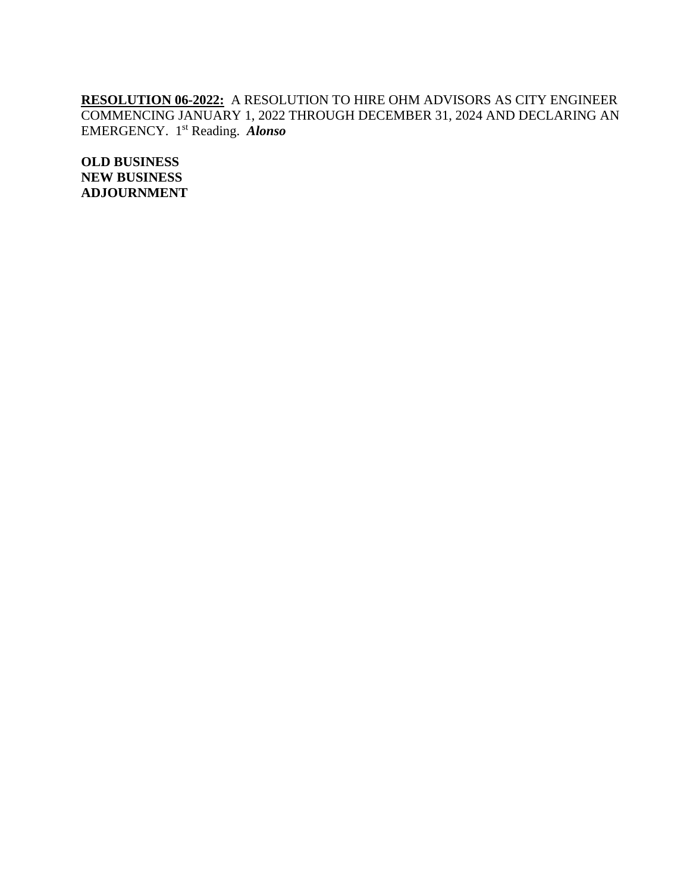**RESOLUTION 06-2022:** A RESOLUTION TO HIRE OHM ADVISORS AS CITY ENGINEER COMMENCING JANUARY 1, 2022 THROUGH DECEMBER 31, 2024 AND DECLARING AN EMERGENCY. 1st Reading. ***Alonso***

**OLD BUSINESS**
**NEW BUSINESS**
**ADJOURNMENT**